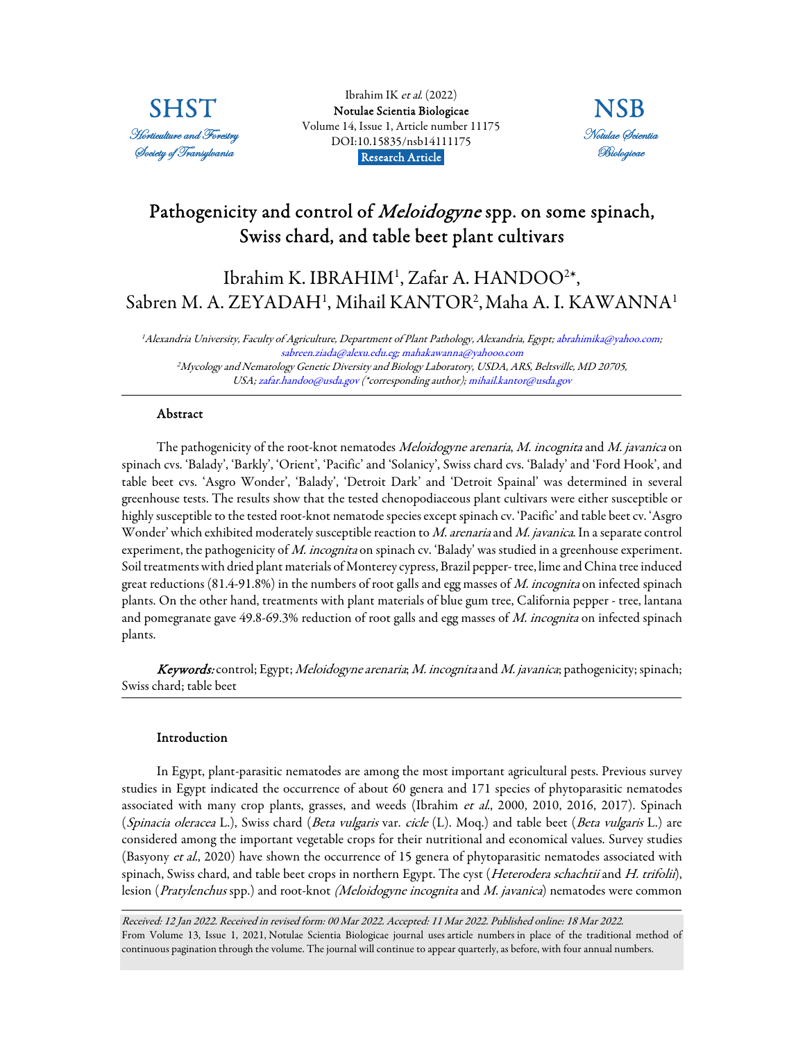# Pathogenicity and control of *Meloidogyne* spp. on some spinach, Swiss chard, and table beet plant cultivars

Ibrahim K. IBRAHIM[1], Zafar A. HANDOO[2]*, Sabren M. A. ZEYADAH[1], Mihail KANTOR[2], Maha A. I. KAWANNA[1]

[1]*Alexandria University, Faculty of Agriculture, Department of Plant Pathology, Alexandria, Egypt; abrahimika@yahoo.com; sabreen.ziada@alexu.edu.eg; mahakawanna@yahooo.com*

[2]*Mycology and Nematology Genetic Diversity and Biology Laboratory, USDA, ARS, Beltsville, MD 20705, USA; zafar.handoo@usda.gov (*corresponding author); mihail.kantor@usda.gov*

## Abstract

The pathogenicity of the root-knot nematodes *Meloidogyne arenaria*, *M. incognita* and *M. javanica* on spinach cvs. 'Balady', 'Barkly', 'Orient', 'Pacific' and 'Solanicy', Swiss chard cvs. 'Balady' and 'Ford Hook', and table beet cvs. 'Asgro Wonder', 'Balady', 'Detroit Dark' and 'Detroit Spainal' was determined in several greenhouse tests. The results show that the tested chenopodiaceous plant cultivars were either susceptible or highly susceptible to the tested root-knot nematode species except spinach cv. 'Pacific' and table beet cv. 'Asgro Wonder' which exhibited moderately susceptible reaction to *M. arenaria* and *M. javanica*. In a separate control experiment, the pathogenicity of *M. incognita* on spinach cv. 'Balady' was studied in a greenhouse experiment. Soil treatments with dried plant materials of Monterey cypress, Brazil pepper- tree, lime and China tree induced great reductions (81.4-91.8%) in the numbers of root galls and egg masses of *M. incognita* on infected spinach plants. On the other hand, treatments with plant materials of blue gum tree, California pepper - tree, lantana and pomegranate gave 49.8-69.3% reduction of root galls and egg masses of *M. incognita* on infected spinach plants.

***Keywords:*** control; Egypt; *Meloidogyne arenaria*; *M. incognita* and *M. javanica*; pathogenicity; spinach; Swiss chard; table beet

## Introduction

In Egypt, plant-parasitic nematodes are among the most important agricultural pests. Previous survey studies in Egypt indicated the occurrence of about 60 genera and 171 species of phytoparasitic nematodes associated with many crop plants, grasses, and weeds (Ibrahim *et al.*, 2000, 2010, 2016, 2017). Spinach (*Spinacia oleracea* L.), Swiss chard (*Beta vulgaris* var. *cicle* (L). Moq.) and table beet (*Beta vulgaris* L.) are considered among the important vegetable crops for their nutritional and economical values. Survey studies (Basyony *et al.*, 2020) have shown the occurrence of 15 genera of phytoparasitic nematodes associated with spinach, Swiss chard, and table beet crops in northern Egypt. The cyst (*Heterodera schachtii* and *H. trifolii*), lesion (*Pratylenchus* spp.) and root-knot *(Meloidogyne incognita* and *M. javanica*) nematodes were common

*Received: 12 Jan 2022. Received in revised form: 00 Mar 2022. Accepted: 11 Mar 2022. Published online: 18 Mar 2022.*
From Volume 13, Issue 1, 2021, Notulae Scientia Biologicae journal uses article numbers in place of the traditional method of continuous pagination through the volume. The journal will continue to appear quarterly, as before, with four annual numbers.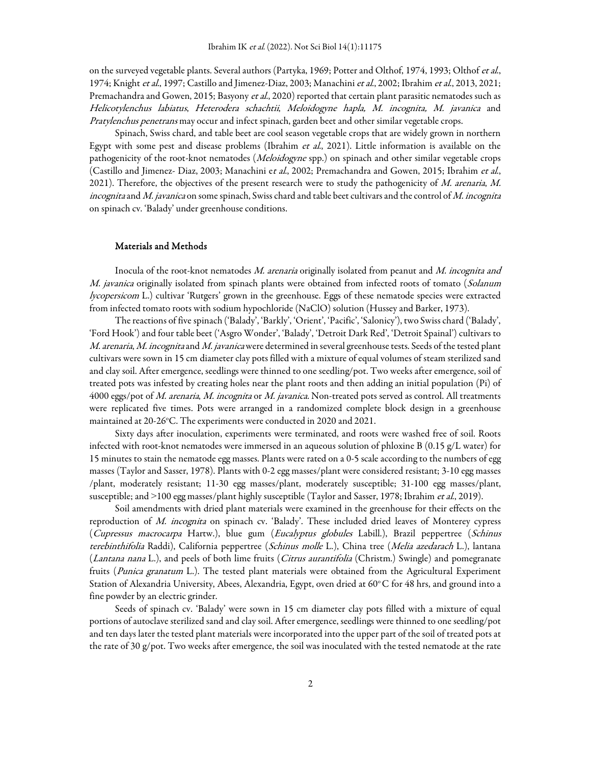on the surveyed vegetable plants. Several authors (Partyka, 1969; Potter and Olthof, 1974, 1993; Olthof *et al*., 1974; Knight *et al*., 1997; Castillo and Jimenez-Diaz, 2003; Manachini *et al*., 2002; Ibrahim *et al*., 2013, 2021; Premachandra and Gowen, 2015; Basyony *et al*., 2020) reported that certain plant parasitic nematodes such as *Helicotylenchus labiatus*, *Heterodera schachtii*, *Meloidogyne hapla, M. incognita, M. javanica* and *Pratylenchus penetrans* may occur and infect spinach, garden beet and other similar vegetable crops.

Spinach, Swiss chard, and table beet are cool season vegetable crops that are widely grown in northern Egypt with some pest and disease problems (Ibrahim *et al*., 2021). Little information is available on the pathogenicity of the root-knot nematodes (*Meloidogyne* spp.) on spinach and other similar vegetable crops (Castillo and Jimenez- Diaz, 2003; Manachini e*t al*., 2002; Premachandra and Gowen, 2015; Ibrahim *et al*., 2021). Therefore, the objectives of the present research were to study the pathogenicity of *M. arenaria*, *M. incognita* and *M. javanica* on some spinach, Swiss chard and table beet cultivars and the control of *M. incognita* on spinach cv. 'Balady' under greenhouse conditions.

## Materials and Methods

Inocula of the root-knot nematodes *M. arenaria* originally isolated from peanut and *M. incognita and M. javanica* originally isolated from spinach plants were obtained from infected roots of tomato (*Solanum lycopersicom* L.) cultivar 'Rutgers' grown in the greenhouse. Eggs of these nematode species were extracted from infected tomato roots with sodium hypochloride (NaClO) solution (Hussey and Barker, 1973).

The reactions of five spinach ('Balady', 'Barkly', 'Orient', 'Pacific', 'Salonicy'), two Swiss chard ('Balady', 'Ford Hook') and four table beet ('Asgro Wonder', 'Balady', 'Detroit Dark Red', 'Detroit Spainal') cultivars to *M. arenaria*, *M. incognita* and *M. javanica* were determined in several greenhouse tests. Seeds of the tested plant cultivars were sown in 15 cm diameter clay pots filled with a mixture of equal volumes of steam sterilized sand and clay soil. After emergence, seedlings were thinned to one seedling/pot. Two weeks after emergence, soil of treated pots was infested by creating holes near the plant roots and then adding an initial population (Pi) of 4000 eggs/pot of *M. arenaria*, *M. incognita* or *M. javanica.* Non-treated pots served as control. All treatments were replicated five times. Pots were arranged in a randomized complete block design in a greenhouse maintained at 20-26°C. The experiments were conducted in 2020 and 2021.

Sixty days after inoculation, experiments were terminated, and roots were washed free of soil. Roots infected with root-knot nematodes were immersed in an aqueous solution of phloxine B (0.15 g/L water) for 15 minutes to stain the nematode egg masses. Plants were rated on a 0-5 scale according to the numbers of egg masses (Taylor and Sasser, 1978). Plants with 0-2 egg masses/plant were considered resistant; 3-10 egg masses /plant, moderately resistant; 11-30 egg masses/plant, moderately susceptible; 31-100 egg masses/plant, susceptible; and >100 egg masses/plant highly susceptible (Taylor and Sasser, 1978; Ibrahim *et al*., 2019).

Soil amendments with dried plant materials were examined in the greenhouse for their effects on the reproduction of *M. incognita* on spinach cv. 'Balady'. These included dried leaves of Monterey cypress (*Cupressus macrocarpa* Hartw.), blue gum (*Eucalyptus globules* Labill.), Brazil peppertree (*Schinus terebinthifolia* Raddi), California peppertree (*Schinus molle* L.), China tree (*Melia azedarach* L.), lantana (*Lantana nana* L.), and peels of both lime fruits (*Citrus aurantifolia* (Christm.) Swingle) and pomegranate fruits (*Punica granatum* L.). The tested plant materials were obtained from the Agricultural Experiment Station of Alexandria University, Abees, Alexandria, Egypt, oven dried at 60°C for 48 hrs, and ground into a fine powder by an electric grinder.

Seeds of spinach cv. 'Balady' were sown in 15 cm diameter clay pots filled with a mixture of equal portions of autoclave sterilized sand and clay soil. After emergence, seedlings were thinned to one seedling/pot and ten days later the tested plant materials were incorporated into the upper part of the soil of treated pots at the rate of 30 g/pot. Two weeks after emergence, the soil was inoculated with the tested nematode at the rate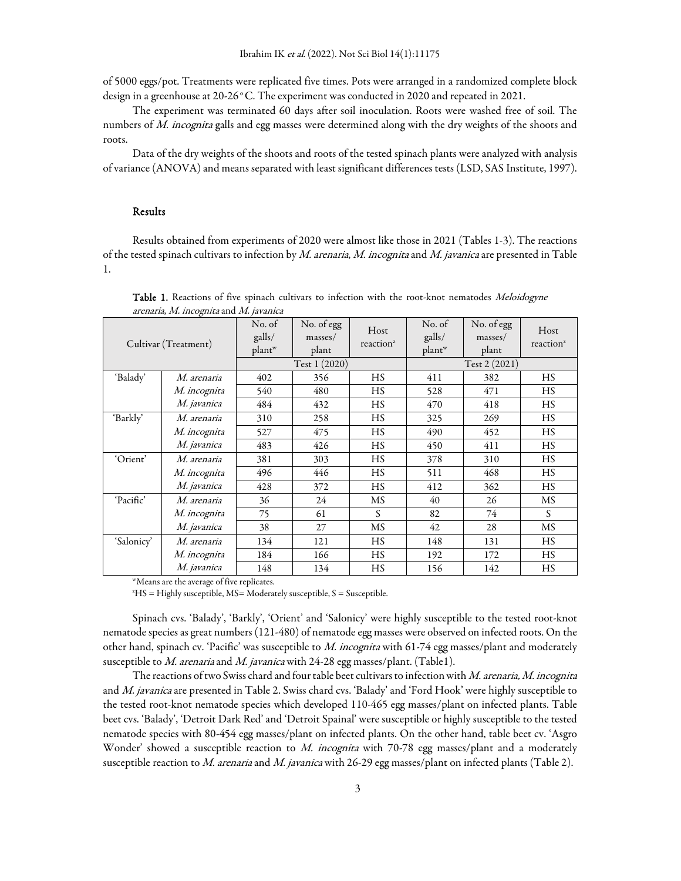of 5000 eggs/pot. Treatments were replicated five times. Pots were arranged in a randomized complete block design in a greenhouse at 20-26 °C. The experiment was conducted in 2020 and repeated in 2021.

The experiment was terminated 60 days after soil inoculation. Roots were washed free of soil. The numbers of *M. incognita* galls and egg masses were determined along with the dry weights of the shoots and roots.

Data of the dry weights of the shoots and roots of the tested spinach plants were analyzed with analysis of variance (ANOVA) and means separated with least significant differences tests (LSD, SAS Institute, 1997).

## Results

Results obtained from experiments of 2020 were almost like those in 2021 (Tables 1-3). The reactions of the tested spinach cultivars to infection by *M. arenaria*, *M. incognita* and *M. javanica* are presented in Table 1.

**Table 1.** Reactions of five spinach cultivars to infection with the root-knot nematodes *Meloidogyne arenaria, M. incognita* and *M. javanica*

| Cultivar (Treatment) | | No. of galls/ plant[w] | No. of egg masses/ plant | Host reaction[z] | No. of galls/ plant[w] | No. of egg masses/ plant | Host reaction[z] |
|---|---|---|---|---|---|---|---|
| | | Test 1 (2020) | | | Test 2 (2021) | | |
| 'Balady' | *M. arenaria* | 402 | 356 | HS | 411 | 382 | HS |
| | *M. incognita* | 540 | 480 | HS | 528 | 471 | HS |
| | *M. javanica* | 484 | 432 | HS | 470 | 418 | HS |
| 'Barkly' | *M. arenaria* | 310 | 258 | HS | 325 | 269 | HS |
| | *M. incognita* | 527 | 475 | HS | 490 | 452 | HS |
| | *M. javanica* | 483 | 426 | HS | 450 | 411 | HS |
| 'Orient' | *M. arenaria* | 381 | 303 | HS | 378 | 310 | HS |
| | *M. incognita* | 496 | 446 | HS | 511 | 468 | HS |
| | *M. javanica* | 428 | 372 | HS | 412 | 362 | HS |
| 'Pacific' | *M. arenaria* | 36 | 24 | MS | 40 | 26 | MS |
| | *M. incognita* | 75 | 61 | S | 82 | 74 | S |
| | *M. javanica* | 38 | 27 | MS | 42 | 28 | MS |
| 'Salonicy' | *M. arenaria* | 134 | 121 | HS | 148 | 131 | HS |
| | *M. incognita* | 184 | 166 | HS | 192 | 172 | HS |
| | *M. javanica* | 148 | 134 | HS | 156 | 142 | HS |

[w]Means are the average of five replicates.

[z]HS = Highly susceptible, MS= Moderately susceptible, S = Susceptible.

Spinach cvs. 'Balady', 'Barkly', 'Orient' and 'Salonicy' were highly susceptible to the tested root-knot nematode species as great numbers (121-480) of nematode egg masses were observed on infected roots. On the other hand, spinach cv. 'Pacific' was susceptible to *M. incognita* with 61-74 egg masses/plant and moderately susceptible to *M. arenaria* and *M. javanica* with 24-28 egg masses/plant. (Table1).

The reactions of two Swiss chard and four table beet cultivars to infection with *M. arenaria, M. incognita* and *M. javanica* are presented in Table 2. Swiss chard cvs. 'Balady' and 'Ford Hook' were highly susceptible to the tested root-knot nematode species which developed 110-465 egg masses/plant on infected plants. Table beet cvs. 'Balady', 'Detroit Dark Red' and 'Detroit Spainal' were susceptible or highly susceptible to the tested nematode species with 80-454 egg masses/plant on infected plants. On the other hand, table beet cv. 'Asgro Wonder' showed a susceptible reaction to *M. incognita* with 70-78 egg masses/plant and a moderately susceptible reaction to *M. arenaria* and *M. javanica* with 26-29 egg masses/plant on infected plants (Table 2).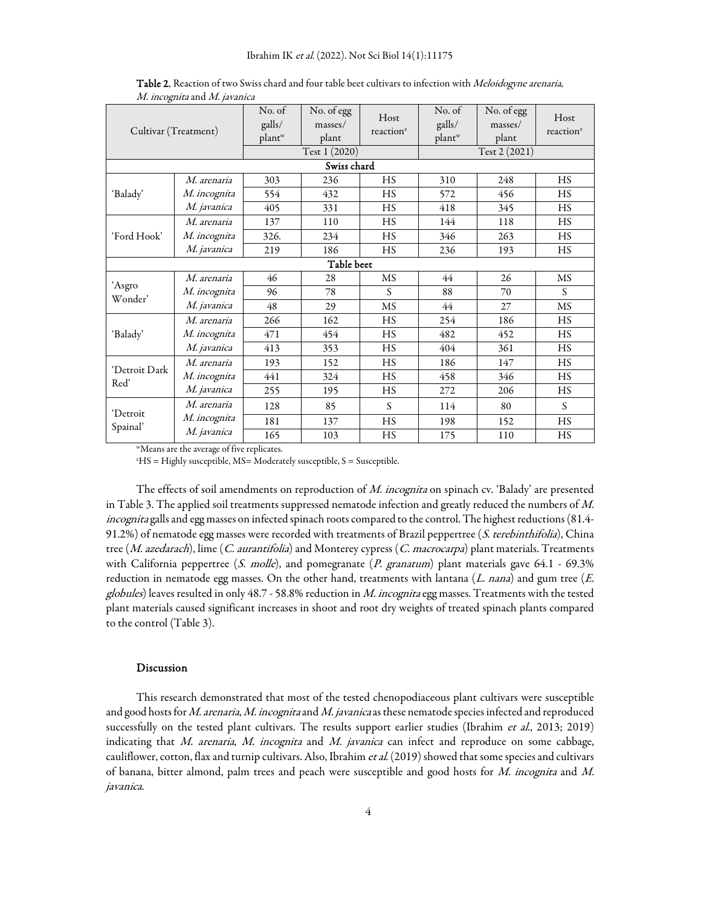**Table 2.** Reaction of two Swiss chard and four table beet cultivars to infection with *Meloidogyne arenaria*, *M. incognita* and *M. javanica*

| Cultivar (Treatment) | | No. of galls/ plant[w] | No. of egg masses/ plant | Host reaction[z] | No. of galls/ plant[w] | No. of egg masses/ plant | Host reaction[z] |
|---|---|---|---|---|---|---|---|
| | | Test 1 (2020) | | | Test 2 (2021) | | |
| **Swiss chard** | | | | | | | |
| 'Balady' | *M. arenaria* | 303 | 236 | HS | 310 | 248 | HS |
| | *M. incognita* | 554 | 432 | HS | 572 | 456 | HS |
| | *M. javanica* | 405 | 331 | HS | 418 | 345 | HS |
| 'Ford Hook' | *M. arenaria* | 137 | 110 | HS | 144 | 118 | HS |
| | *M. incognita* | 326. | 234 | HS | 346 | 263 | HS |
| | *M. javanica* | 219 | 186 | HS | 236 | 193 | HS |
| **Table beet** | | | | | | | |
| 'Asgro Wonder' | *M. arenaria* | 46 | 28 | MS | 44 | 26 | MS |
| | *M. incognita* | 96 | 78 | S | 88 | 70 | S |
| | *M. javanica* | 48 | 29 | MS | 44 | 27 | MS |
| 'Balady' | *M. arenaria* | 266 | 162 | HS | 254 | 186 | HS |
| | *M. incognita* | 471 | 454 | HS | 482 | 452 | HS |
| | *M. javanica* | 413 | 353 | HS | 404 | 361 | HS |
| 'Detroit Dark Red' | *M. arenaria* | 193 | 152 | HS | 186 | 147 | HS |
| | *M. incognita* | 441 | 324 | HS | 458 | 346 | HS |
| | *M. javanica* | 255 | 195 | HS | 272 | 206 | HS |
| 'Detroit Spainal' | *M. arenaria* | 128 | 85 | S | 114 | 80 | S |
| | *M. incognita* | 181 | 137 | HS | 198 | 152 | HS |
| | *M. javanica* | 165 | 103 | HS | 175 | 110 | HS |

[w]Means are the average of five replicates.
[z]HS = Highly susceptible, MS= Moderately susceptible, S = Susceptible.

The effects of soil amendments on reproduction of *M. incognita* on spinach cv. 'Balady' are presented in Table 3. The applied soil treatments suppressed nematode infection and greatly reduced the numbers of *M. incognita* galls and egg masses on infected spinach roots compared to the control. The highest reductions (81.4-91.2%) of nematode egg masses were recorded with treatments of Brazil peppertree (*S. terebinthifolia*), China tree (*M. azedarach*), lime (*C. aurantifolia*) and Monterey cypress (*C. macrocarpa*) plant materials. Treatments with California peppertree (*S. molle*), and pomegranate (*P. granatum*) plant materials gave 64.1 - 69.3% reduction in nematode egg masses. On the other hand, treatments with lantana (*L. nana*) and gum tree (*E. globules*) leaves resulted in only 48.7 - 58.8% reduction in *M. incognita* egg masses. Treatments with the tested plant materials caused significant increases in shoot and root dry weights of treated spinach plants compared to the control (Table 3).

## Discussion

This research demonstrated that most of the tested chenopodiaceous plant cultivars were susceptible and good hosts for *M. arenaria*, *M. incognita* and *M. javanica* as these nematode species infected and reproduced successfully on the tested plant cultivars. The results support earlier studies (Ibrahim *et al.*, 2013; 2019) indicating that *M. arenaria*, *M. incognita* and *M. javanica* can infect and reproduce on some cabbage, cauliflower, cotton, flax and turnip cultivars. Also, Ibrahim *et al.* (2019) showed that some species and cultivars of banana, bitter almond, palm trees and peach were susceptible and good hosts for *M. incognita* and *M. javanica*.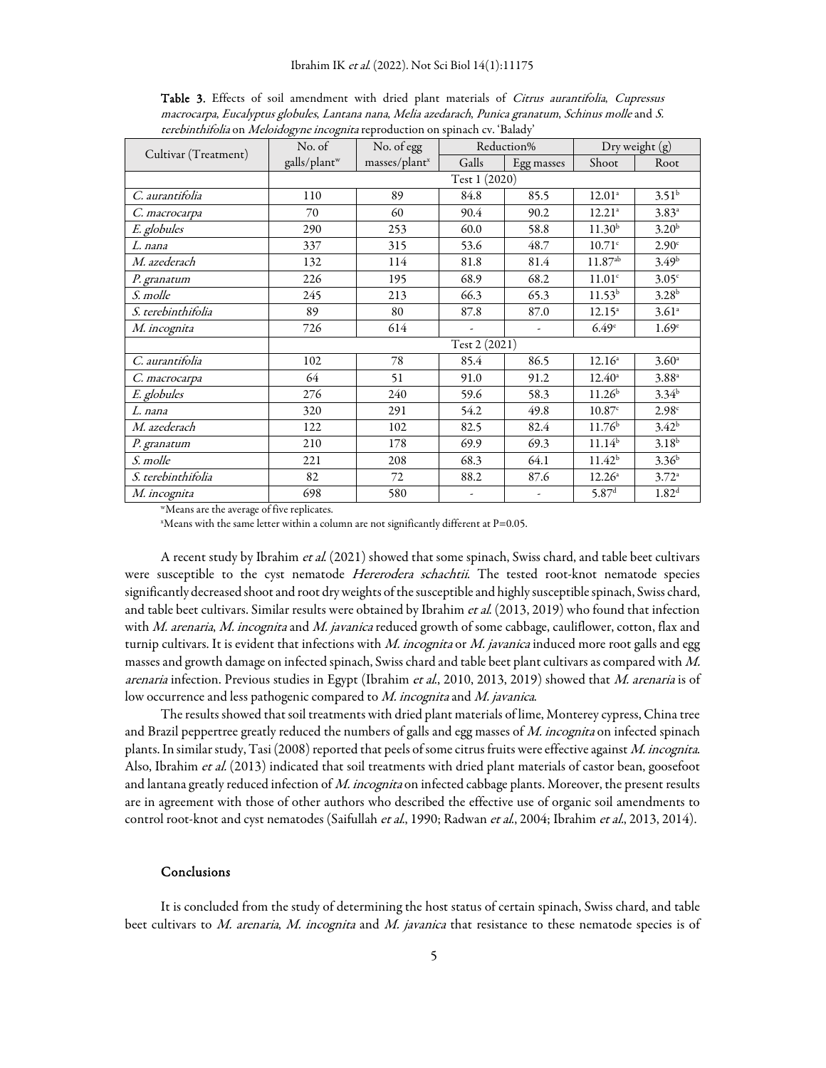**Table 3.** Effects of soil amendment with dried plant materials of *Citrus aurantifolia*, *Cupressus macrocarpa*, *Eucalyptus globules*, *Lantana nana*, *Melia azederach*, *Punica granatum*, *Schinus molle* and *S. terebinthifolia* on *Meloidogyne incognita* reproduction on spinach cv. 'Balady'

| Cultivar (Treatment) | No. of galls/plant[w] | No. of egg masses/plant[x] | Reduction% | | Dry weight (g) | |
|---|---|---|---|---|---|---|
| | | | Galls | Egg masses | Shoot | Root |
| | Test 1 (2020) | | | | | |
| *C. aurantifolia* | 110 | 89 | 84.8 | 85.5 | 12.01[a] | 3.51[b] |
| *C. macrocarpa* | 70 | 60 | 90.4 | 90.2 | 12.21[a] | 3.83[a] |
| *E. globules* | 290 | 253 | 60.0 | 58.8 | 11.30[b] | 3.20[b] |
| *L. nana* | 337 | 315 | 53.6 | 48.7 | 10.71[c] | 2.90[c] |
| *M. azederach* | 132 | 114 | 81.8 | 81.4 | 11.87[ab] | 3.49[b] |
| *P. granatum* | 226 | 195 | 68.9 | 68.2 | 11.01[c] | 3.05[c] |
| *S. molle* | 245 | 213 | 66.3 | 65.3 | 11.53[b] | 3.28[b] |
| *S. terebinthifolia* | 89 | 80 | 87.8 | 87.0 | 12.15[a] | 3.61[a] |
| *M. incognita* | 726 | 614 | - | - | 6.49[e] | 1.69[e] |
| | Test 2 (2021) | | | | | |
| *C. aurantifolia* | 102 | 78 | 85.4 | 86.5 | 12.16[a] | 3.60[a] |
| *C. macrocarpa* | 64 | 51 | 91.0 | 91.2 | 12.40[a] | 3.88[a] |
| *E. globules* | 276 | 240 | 59.6 | 58.3 | 11.26[b] | 3.34[b] |
| *L. nana* | 320 | 291 | 54.2 | 49.8 | 10.87[c] | 2.98[c] |
| *M. azederach* | 122 | 102 | 82.5 | 82.4 | 11.76[b] | 3.42[b] |
| *P. granatum* | 210 | 178 | 69.9 | 69.3 | 11.14[b] | 3.18[b] |
| *S. molle* | 221 | 208 | 68.3 | 64.1 | 11.42[b] | 3.36[b] |
| *S. terebinthifolia* | 82 | 72 | 88.2 | 87.6 | 12.26[a] | 3.72[a] |
| *M. incognita* | 698 | 580 | - | - | 5.87[d] | 1.82[d] |

[w]Means are the average of five replicates.

[x]Means with the same letter within a column are not significantly different at P=0.05.

A recent study by Ibrahim *et al.* (2021) showed that some spinach, Swiss chard, and table beet cultivars were susceptible to the cyst nematode *Hererodera schachtii*. The tested root-knot nematode species significantly decreased shoot and root dry weights of the susceptible and highly susceptible spinach, Swiss chard, and table beet cultivars. Similar results were obtained by Ibrahim *et al.* (2013, 2019) who found that infection with *M. arenaria*, *M. incognita* and *M. javanica* reduced growth of some cabbage, cauliflower, cotton, flax and turnip cultivars. It is evident that infections with *M. incognita* or *M. javanica* induced more root galls and egg masses and growth damage on infected spinach, Swiss chard and table beet plant cultivars as compared with *M. arenaria* infection. Previous studies in Egypt (Ibrahim *et al.*, 2010, 2013, 2019) showed that *M. arenaria* is of low occurrence and less pathogenic compared to *M. incognita* and *M. javanica*.

The results showed that soil treatments with dried plant materials of lime, Monterey cypress, China tree and Brazil peppertree greatly reduced the numbers of galls and egg masses of *M. incognita* on infected spinach plants. In similar study, Tasi (2008) reported that peels of some citrus fruits were effective against *M. incognita*. Also, Ibrahim *et al.* (2013) indicated that soil treatments with dried plant materials of castor bean, goosefoot and lantana greatly reduced infection of *M. incognita* on infected cabbage plants. Moreover, the present results are in agreement with those of other authors who described the effective use of organic soil amendments to control root-knot and cyst nematodes (Saifullah *et al.*, 1990; Radwan *et al.*, 2004; Ibrahim *et al.*, 2013, 2014).

## Conclusions

It is concluded from the study of determining the host status of certain spinach, Swiss chard, and table beet cultivars to *M. arenaria*, *M. incognita* and *M. javanica* that resistance to these nematode species is of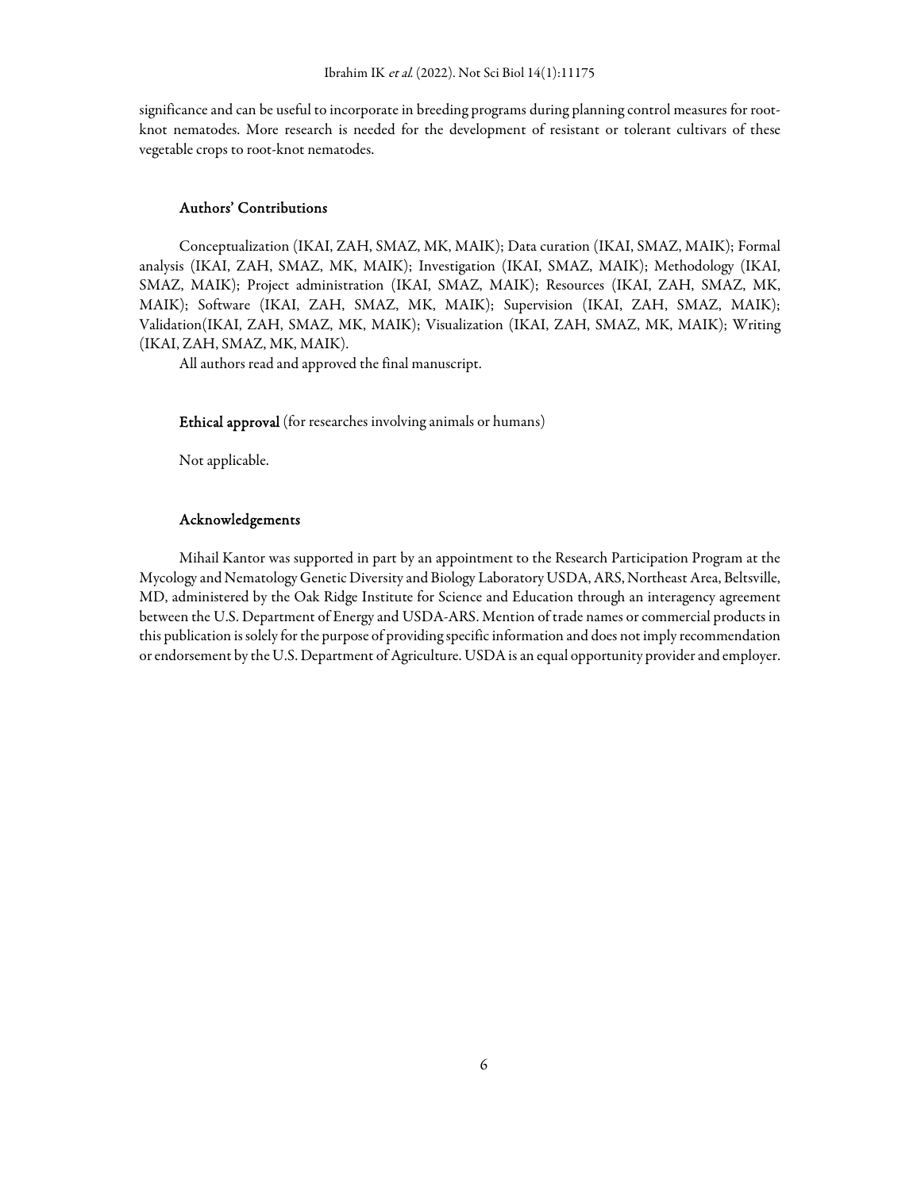significance and can be useful to incorporate in breeding programs during planning control measures for root-knot nematodes. More research is needed for the development of resistant or tolerant cultivars of these vegetable crops to root-knot nematodes.

## Authors' Contributions

Conceptualization (IKAI, ZAH, SMAZ, MK, MAIK); Data curation (IKAI, SMAZ, MAIK); Formal analysis (IKAI, ZAH, SMAZ, MK, MAIK); Investigation (IKAI, SMAZ, MAIK); Methodology (IKAI, SMAZ, MAIK); Project administration (IKAI, SMAZ, MAIK); Resources (IKAI, ZAH, SMAZ, MK, MAIK); Software (IKAI, ZAH, SMAZ, MK, MAIK); Supervision (IKAI, ZAH, SMAZ, MAIK); Validation(IKAI, ZAH, SMAZ, MK, MAIK); Visualization (IKAI, ZAH, SMAZ, MK, MAIK); Writing (IKAI, ZAH, SMAZ, MK, MAIK).

All authors read and approved the final manuscript.

**Ethical approval** (for researches involving animals or humans)

Not applicable.

## Acknowledgements

Mihail Kantor was supported in part by an appointment to the Research Participation Program at the Mycology and Nematology Genetic Diversity and Biology Laboratory USDA, ARS, Northeast Area, Beltsville, MD, administered by the Oak Ridge Institute for Science and Education through an interagency agreement between the U.S. Department of Energy and USDA-ARS. Mention of trade names or commercial products in this publication is solely for the purpose of providing specific information and does not imply recommendation or endorsement by the U.S. Department of Agriculture. USDA is an equal opportunity provider and employer.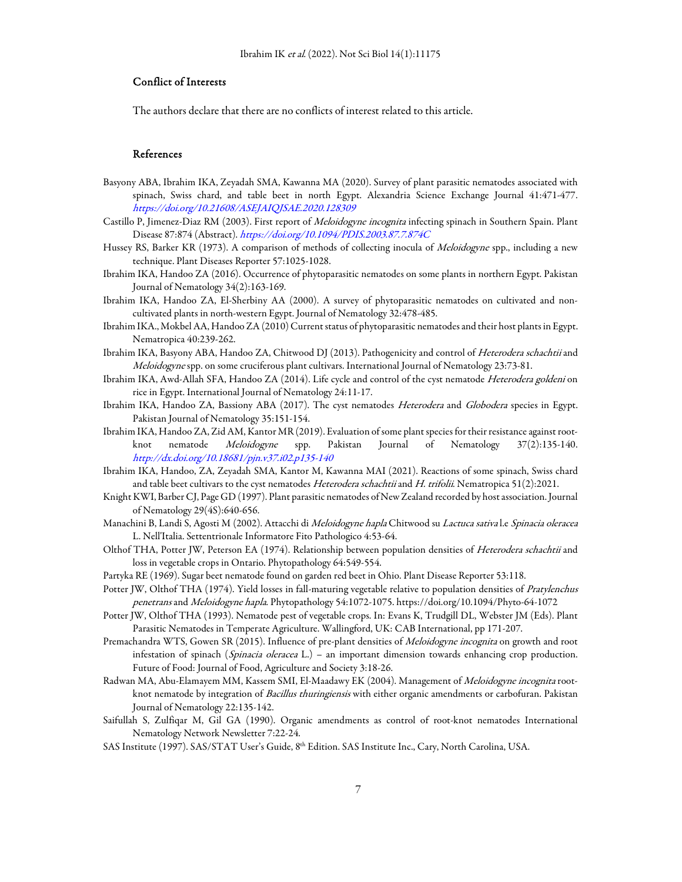## Conflict of Interests

The authors declare that there are no conflicts of interest related to this article.

## References

Basyony ABA, Ibrahim IKA, Zeyadah SMA, Kawanna MA (2020). Survey of plant parasitic nematodes associated with spinach, Swiss chard, and table beet in north Egypt. Alexandria Science Exchange Journal 41:471-477. *https://doi.org/10.21608/ASEJAIQJSAE.2020.128309*

Castillo P, Jimenez-Diaz RM (2003). First report of *Meloidogyne incognita* infecting spinach in Southern Spain. Plant Disease 87:874 (Abstract). *https://doi.org/10.1094/PDIS.2003.87.7.874C*

Hussey RS, Barker KR (1973). A comparison of methods of collecting inocula of *Meloidogyne* spp., including a new technique. Plant Diseases Reporter 57:1025-1028.

Ibrahim IKA, Handoo ZA (2016). Occurrence of phytoparasitic nematodes on some plants in northern Egypt. Pakistan Journal of Nematology 34(2):163-169.

Ibrahim IKA, Handoo ZA, El-Sherbiny AA (2000). A survey of phytoparasitic nematodes on cultivated and non-cultivated plants in north-western Egypt. Journal of Nematology 32:478-485.

Ibrahim IKA., Mokbel AA, Handoo ZA (2010) Current status of phytoparasitic nematodes and their host plants in Egypt. Nematropica 40:239-262.

Ibrahim IKA, Basyony ABA, Handoo ZA, Chitwood DJ (2013). Pathogenicity and control of *Heterodera schachtii* and *Meloidogyne* spp. on some cruciferous plant cultivars. International Journal of Nematology 23:73-81.

Ibrahim IKA, Awd-Allah SFA, Handoo ZA (2014). Life cycle and control of the cyst nematode *Heterodera goldeni* on rice in Egypt. International Journal of Nematology 24:11-17.

Ibrahim IKA, Handoo ZA, Bassiony ABA (2017). The cyst nematodes *Heterodera* and *Globodera* species in Egypt. Pakistan Journal of Nematology 35:151-154.

Ibrahim IKA, Handoo ZA, Zid AM, Kantor MR (2019). Evaluation of some plant species for their resistance against root-knot nematode *Meloidogyne* spp. Pakistan Journal of Nematology 37(2):135-140. *http://dx.doi.org/10.18681/pjn.v37.i02.p135-140*

Ibrahim IKA, Handoo, ZA, Zeyadah SMA, Kantor M, Kawanna MAI (2021). Reactions of some spinach, Swiss chard and table beet cultivars to the cyst nematodes *Heterodera schachtii* and *H. trifolii*. Nematropica 51(2):2021.

Knight KWI, Barber CJ, Page GD (1997). Plant parasitic nematodes of New Zealand recorded by host association. Journal of Nematology 29(4S):640-656.

Manachini B, Landi S, Agosti M (2002). Attacchi di *Meloidogyne hapla* Chitwood su *Lactuca sativa* l.e *Spinacia oleracea* L. Nell'Italia. Settentrionale Informatore Fito Pathologico 4:53-64.

Olthof THA, Potter JW, Peterson EA (1974). Relationship between population densities of *Heterodera schachtii* and loss in vegetable crops in Ontario. Phytopathology 64:549-554.

Partyka RE (1969). Sugar beet nematode found on garden red beet in Ohio. Plant Disease Reporter 53:118.

Potter JW, Olthof THA (1974). Yield losses in fall-maturing vegetable relative to population densities of *Pratylenchus penetrans* and *Meloidogyne hapla*. Phytopathology 54:1072-1075. https://doi.org/10.1094/Phyto-64-1072

Potter JW, Olthof THA (1993). Nematode pest of vegetable crops. In: Evans K, Trudgill DL, Webster JM (Eds). Plant Parasitic Nematodes in Temperate Agriculture. Wallingford, UK: CAB International, pp 171-207.

Premachandra WTS, Gowen SR (2015). Influence of pre-plant densities of *Meloidogyne incognita* on growth and root infestation of spinach (*Spinacia oleracea* L.) – an important dimension towards enhancing crop production. Future of Food: Journal of Food, Agriculture and Society 3:18-26.

Radwan MA, Abu-Elamayem MM, Kassem SMI, El-Maadawy EK (2004). Management of *Meloidogyne incognita* root-knot nematode by integration of *Bacillus thuringiensis* with either organic amendments or carbofuran. Pakistan Journal of Nematology 22:135-142.

Saifullah S, Zulfiqar M, Gil GA (1990). Organic amendments as control of root-knot nematodes International Nematology Network Newsletter 7:22-24.

SAS Institute (1997). SAS/STAT User's Guide, 8th Edition. SAS Institute Inc., Cary, North Carolina, USA.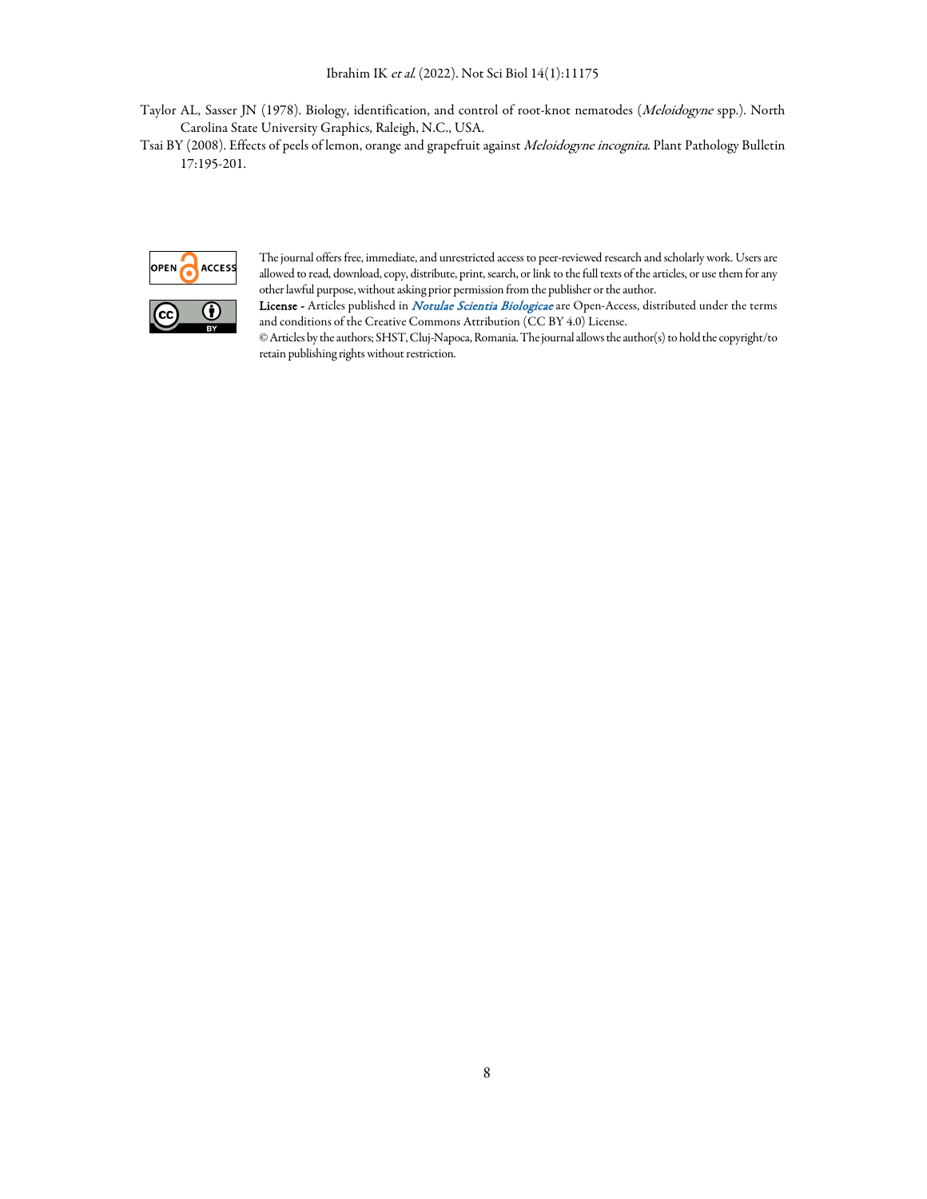Taylor AL, Sasser JN (1978). Biology, identification, and control of root-knot nematodes (*Meloidogyne* spp.). North Carolina State University Graphics, Raleigh, N.C., USA.

Tsai BY (2008). Effects of peels of lemon, orange and grapefruit against *Meloidogyne incognita*. Plant Pathology Bulletin 17:195-201.

The journal offers free, immediate, and unrestricted access to peer-reviewed research and scholarly work. Users are allowed to read, download, copy, distribute, print, search, or link to the full texts of the articles, or use them for any other lawful purpose, without asking prior permission from the publisher or the author.

**License** - Articles published in ***Notulae Scientia Biologicae*** are Open-Access, distributed under the terms and conditions of the Creative Commons Attribution (CC BY 4.0) License.

© Articles by the authors; SHST, Cluj-Napoca, Romania. The journal allows the author(s) to hold the copyright/to retain publishing rights without restriction.